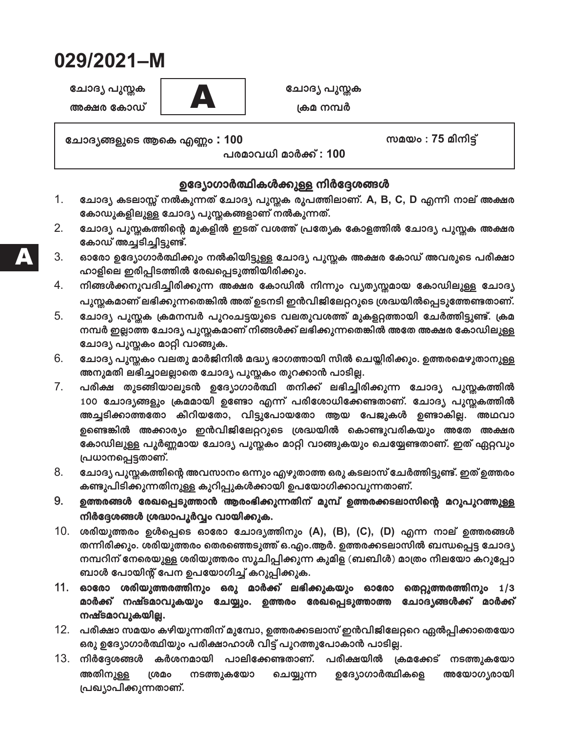# 029/2021–M

| ചോദ്യ പുസ്തക അക്ഷര കോഡ് | A | ചോദ്യ പുസ്തക ക്രമ നമ്പർ |
|---|---|---|

**ചോദ്യങ്ങളുടെ ആകെ എണ്ണം : 100** | **സമയം : 75 മിനിട്ട്**

**പരമാവധി മാർക്ക് : 100**

## ഉദ്യോഗാർത്ഥികൾക്കുള്ള നിർദ്ദേശങ്ങൾ

1. ചോദ്യ കടലാസ്സ് നൽകുന്നത് ചോദ്യ പുസ്തക രൂപത്തിലാണ്. A, B, C, D എന്നീ നാല് അക്ഷര കോഡുകളിലുള്ള ചോദ്യ പുസ്തകങ്ങളാണ് നൽകുന്നത്.
2. ചോദ്യ പുസ്തകത്തിന്റെ മുകളിൽ ഇടത് വശത്ത് പ്രത്യേക കോളത്തിൽ ചോദ്യ പുസ്തക അക്ഷര കോഡ് അച്ചടിച്ചിട്ടുണ്ട്.
3. ഓരോ ഉദ്യോഗാർത്ഥിക്കും നൽകിയിട്ടുള്ള ചോദ്യ പുസ്തക അക്ഷര കോഡ് അവരുടെ പരീക്ഷാ ഹാളിലെ ഇരിപ്പിടത്തിൽ രേഖപ്പെടുത്തിയിരിക്കും.
4. നിങ്ങൾക്കനുവദിച്ചിരിക്കുന്ന അക്ഷര കോഡിൽ നിന്നും വ്യത്യസ്തമായ കോഡിലുള്ള ചോദ്യ പുസ്തകമാണ് ലഭിക്കുന്നതെങ്കിൽ അത് ഉടനടി ഇൻവിജിലേറ്ററുടെ ശ്രദ്ധയിൽപ്പെടുത്തേണ്ടതാണ്.
5. ചോദ്യ പുസ്തക ക്രമനമ്പർ പുറംചട്ടയുടെ വലതുവശത്ത് മുകളറ്റത്തായി ചേർത്തിട്ടുണ്ട്. ക്രമ നമ്പർ ഇല്ലാത്ത ചോദ്യ പുസ്തകമാണ് നിങ്ങൾക്ക് ലഭിക്കുന്നതെങ്കിൽ അതേ അക്ഷര കോഡിലുള്ള ചോദ്യ പുസ്തകം മാറ്റി വാങ്ങുക.
6. ചോദ്യ പുസ്തകം വലതു മാർജിനിൽ മദ്ധ്യ ഭാഗത്തായി സീൽ ചെയ്തിരിക്കും. ഉത്തരമെഴുതാനുള്ള അനുമതി ലഭിച്ചാലല്ലാതെ ചോദ്യ പുസ്തകം തുറക്കാൻ പാടില്ല.
7. പരീക്ഷ തുടങ്ങിയാലുടൻ ഉദ്യോഗാർത്ഥി തനിക്ക് ലഭിച്ചിരിക്കുന്ന ചോദ്യ പുസ്തകത്തിൽ 100 ചോദ്യങ്ങളും ക്രമമായി ഉണ്ടോ എന്ന് പരിശോധിക്കേണ്ടതാണ്. ചോദ്യ പുസ്തകത്തിൽ അച്ചടിക്കാത്തതോ കീറിയതോ, വിട്ടുപോയതോ ആയ പേജുകൾ ഉണ്ടാകില്ല. അഥവാ ഉണ്ടെങ്കിൽ അക്കാര്യം ഇൻവിജിലേറ്ററുടെ ശ്രദ്ധയിൽ കൊണ്ടുവരികയും അതേ അക്ഷര കോഡിലുള്ള പൂർണ്ണമായ ചോദ്യ പുസ്തകം മാറ്റി വാങ്ങുകയും ചെയ്യേണ്ടതാണ്. ഇത് ഏറ്റവും പ്രധാനപ്പെട്ടതാണ്.
8. ചോദ്യ പുസ്തകത്തിന്റെ അവസാനം ഒന്നും എഴുതാത്ത ഒരു കടലാസ് ചേർത്തിട്ടുണ്ട്. ഇത് ഉത്തരം കണ്ടുപിടിക്കുന്നതിനുള്ള കുറിപ്പുകൾക്കായി ഉപയോഗിക്കാവുന്നതാണ്.
9. **ഉത്തരങ്ങൾ രേഖപ്പെടുത്താൻ ആരംഭിക്കുന്നതിന് മുമ്പ് ഉത്തരക്കടലാസിന്റെ മറുപുറത്തുള്ള നിർദ്ദേശങ്ങൾ ശ്രദ്ധാപൂർവ്വം വായിക്കുക.**
10. ശരിയുത്തരം ഉൾപ്പെടെ ഓരോ ചോദ്യത്തിനും (A), (B), (C), (D) എന്ന നാല് ഉത്തരങ്ങൾ തന്നിരിക്കും. ശരിയുത്തരം തെരഞ്ഞെടുത്ത് ഒ.എം.ആർ. ഉത്തരക്കടലാസിൽ ബന്ധപ്പെട്ട ചോദ്യ നമ്പറിന് നേരെയുള്ള ശരിയുത്തരം സൂചിപ്പിക്കുന്ന കുമിള (ബബിൾ) മാത്രം നീലയോ കറുപ്പോ ബാൾ പോയിന്റ് പേന ഉപയോഗിച്ച് കറുപ്പിക്കുക.
11. **ഓരോ ശരിയുത്തരത്തിനും ഒരു മാർക്ക് ലഭിക്കുകയും ഓരോ തെറ്റുത്തരത്തിനും 1/3 മാർക്ക് നഷ്ടമാവുകയും ചെയ്യും. ഉത്തരം രേഖപ്പെടുത്താത്ത ചോദ്യങ്ങൾക്ക് മാർക്ക് നഷ്ടമാവുകയില്ല.**
12. പരീക്ഷാ സമയം കഴിയുന്നതിന് മുമ്പോ, ഉത്തരക്കടലാസ് ഇൻവിജിലേറ്ററെ ഏൽപ്പിക്കാതെയോ ഒരു ഉദ്യോഗാർത്ഥിയും പരീക്ഷാഹാൾ വിട്ട് പുറത്തുപോകാൻ പാടില്ല.
13. നിർദ്ദേശങ്ങൾ കർശനമായി പാലിക്കേണ്ടതാണ്. പരീക്ഷയിൽ ക്രമക്കേട് നടത്തുകയോ അതിനുള്ള ശ്രമം നടത്തുകയോ ചെയ്യുന്ന ഉദ്യോഗാർത്ഥികളെ അയോഗ്യരായി പ്രഖ്യാപിക്കുന്നതാണ്.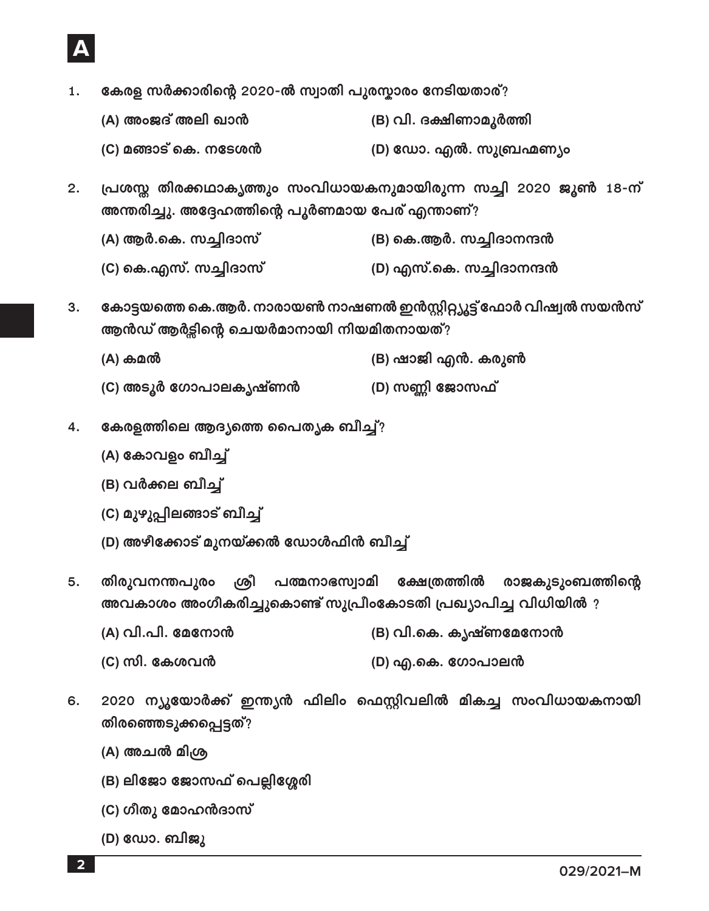1. കേരള സർക്കാരിന്റെ 2020-ൽ സ്വാതി പുരസ്കാരം നേടിയതാര്?

   (A) അംജദ് അലി ഖാൻ
   (B) വി. ദക്ഷിണാമൂർത്തി
   (C) മങ്ങാട് കെ. നടേശൻ
   (D) ഡോ. എൽ. സുബ്രഹ്മണ്യം

2. പ്രശസ്ത തിരക്കഥാകൃത്തും സംവിധായകനുമായിരുന്ന സച്ചി 2020 ജൂൺ 18-ന് അന്തരിച്ചു. അദ്ദേഹത്തിന്റെ പൂർണമായ പേര് എന്താണ്?

   (A) ആർ.കെ. സച്ചിദാസ്
   (B) കെ.ആർ. സച്ചിദാനന്ദൻ
   (C) കെ.എസ്. സച്ചിദാസ്
   (D) എസ്.കെ. സച്ചിദാനന്ദൻ

3. കോട്ടയത്തെ കെ.ആർ. നാരായൺ നാഷണൽ ഇൻസ്റ്റിറ്റ്യൂട്ട് ഫോർ വിഷ്വൽ സയൻസ് ആൻഡ് ആർട്സിന്റെ ചെയർമാനായി നിയമിതനായത്?

   (A) കമൽ
   (B) ഷാജി എൻ. കരുൺ
   (C) അടൂർ ഗോപാലകൃഷ്ണൻ
   (D) സണ്ണി ജോസഫ്

4. കേരളത്തിലെ ആദ്യത്തെ പൈതൃക ബീച്ച്?

   (A) കോവളം ബീച്ച്
   (B) വർക്കല ബീച്ച്
   (C) മുഴുപ്പിലങ്ങാട് ബീച്ച്
   (D) അഴീക്കോട് മുനയ്ക്കൽ ഡോൾഫിൻ ബീച്ച്

5. തിരുവനന്തപുരം ശ്രീ പത്മനാഭസ്വാമി ക്ഷേത്രത്തിൽ രാജകുടുംബത്തിന്റെ അവകാശം അംഗീകരിച്ചുകൊണ്ട് സുപ്രീംകോടതി പ്രഖ്യാപിച്ച വിധിയിൽ ?

   (A) വി.പി. മേനോൻ
   (B) വി.കെ. കൃഷ്ണമേനോൻ
   (C) സി. കേശവൻ
   (D) എ.കെ. ഗോപാലൻ

6. 2020 ന്യൂയോർക്ക് ഇന്ത്യൻ ഫിലിം ഫെസ്റ്റിവലിൽ മികച്ച സംവിധായകനായി തിരഞ്ഞെടുക്കപ്പെട്ടത്?

   (A) അചൽ മിശ്ര
   (B) ലിജോ ജോസഫ് പെല്ലിശ്ശേരി
   (C) ഗീതു മോഹൻദാസ്
   (D) ഡോ. ബിജു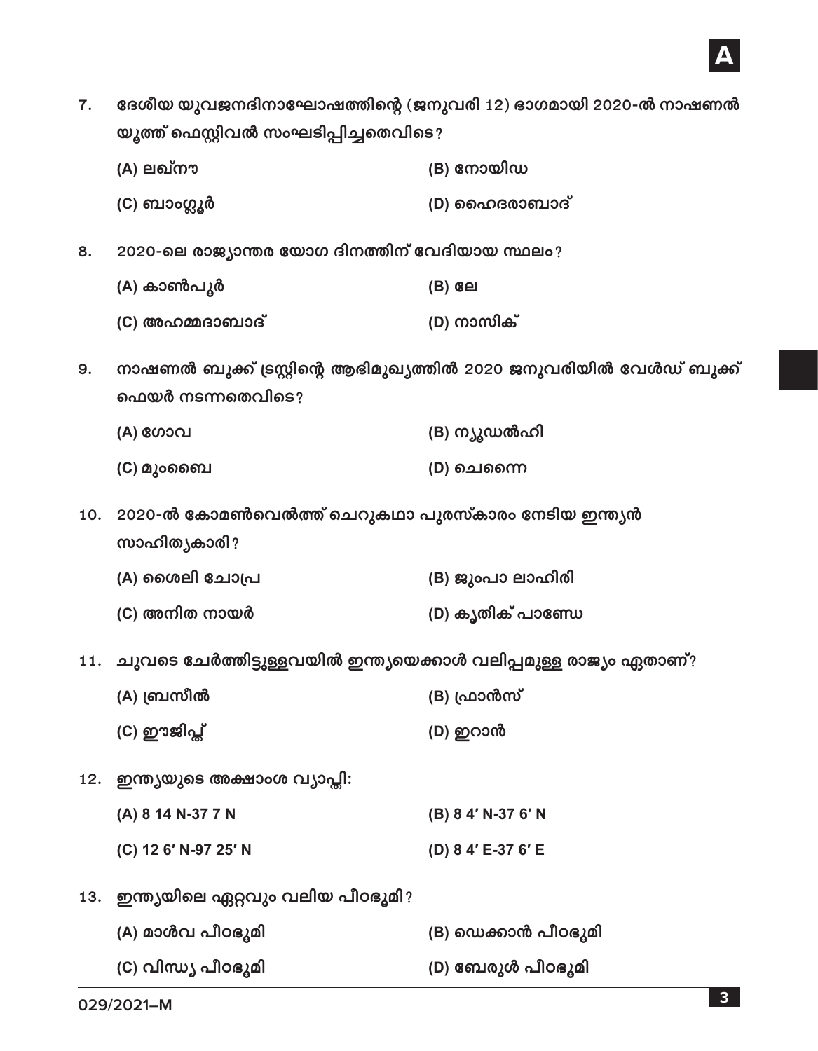7. ദേശീയ യുവജനദിനാഘോഷത്തിന്റെ (ജനുവരി 12) ഭാഗമായി 2020-ൽ നാഷണൽ യൂത്ത് ഫെസ്റ്റിവൽ സംഘടിപ്പിച്ചതെവിടെ?

   (A) ലഖ്നൗ
   (B) നോയിഡ
   (C) ബാംഗ്ലൂർ
   (D) ഹൈദരാബാദ്

8. 2020-ലെ രാജ്യാന്തര യോഗ ദിനത്തിന് വേദിയായ സ്ഥലം?

   (A) കാൺപൂർ
   (B) ലേ
   (C) അഹമ്മദാബാദ്
   (D) നാസിക്

9. നാഷണൽ ബുക്ക് ട്രസ്റ്റിന്റെ ആഭിമുഖ്യത്തിൽ 2020 ജനുവരിയിൽ വേൾഡ് ബുക്ക് ഫെയർ നടന്നതെവിടെ?

   (A) ഗോവ
   (B) ന്യൂഡൽഹി
   (C) മുംബൈ
   (D) ചെന്നൈ

10. 2020-ൽ കോമൺവെൽത്ത് ചെറുകഥാ പുരസ്കാരം നേടിയ ഇന്ത്യൻ സാഹിത്യകാരി?

    (A) ശൈലി ചോപ്ര
    (B) ജുംപാ ലാഹിരി
    (C) അനിത നായർ
    (D) കൃതിക് പാണ്ഡേ

11. ചുവടെ ചേർത്തിട്ടുള്ളവയിൽ ഇന്ത്യയെക്കാൾ വലിപ്പമുള്ള രാജ്യം ഏതാണ്?

    (A) ബ്രസീൽ
    (B) ഫ്രാൻസ്
    (C) ഈജിപ്ത്
    (D) ഇറാൻ

12. ഇന്ത്യയുടെ അക്ഷാംശ വ്യാപ്തി:

    (A) 8 14 N-37 7 N
    (B) 8 4′ N-37 6′ N
    (C) 12 6′ N-97 25′ N
    (D) 8 4′ E-37 6′ E

13. ഇന്ത്യയിലെ ഏറ്റവും വലിയ പീഠഭൂമി?

    (A) മാൾവ പീഠഭൂമി
    (B) ഡെക്കാൻ പീഠഭൂമി
    (C) വിന്ധ്യ പീഠഭൂമി
    (D) ബേരുൾ പീഠഭൂമി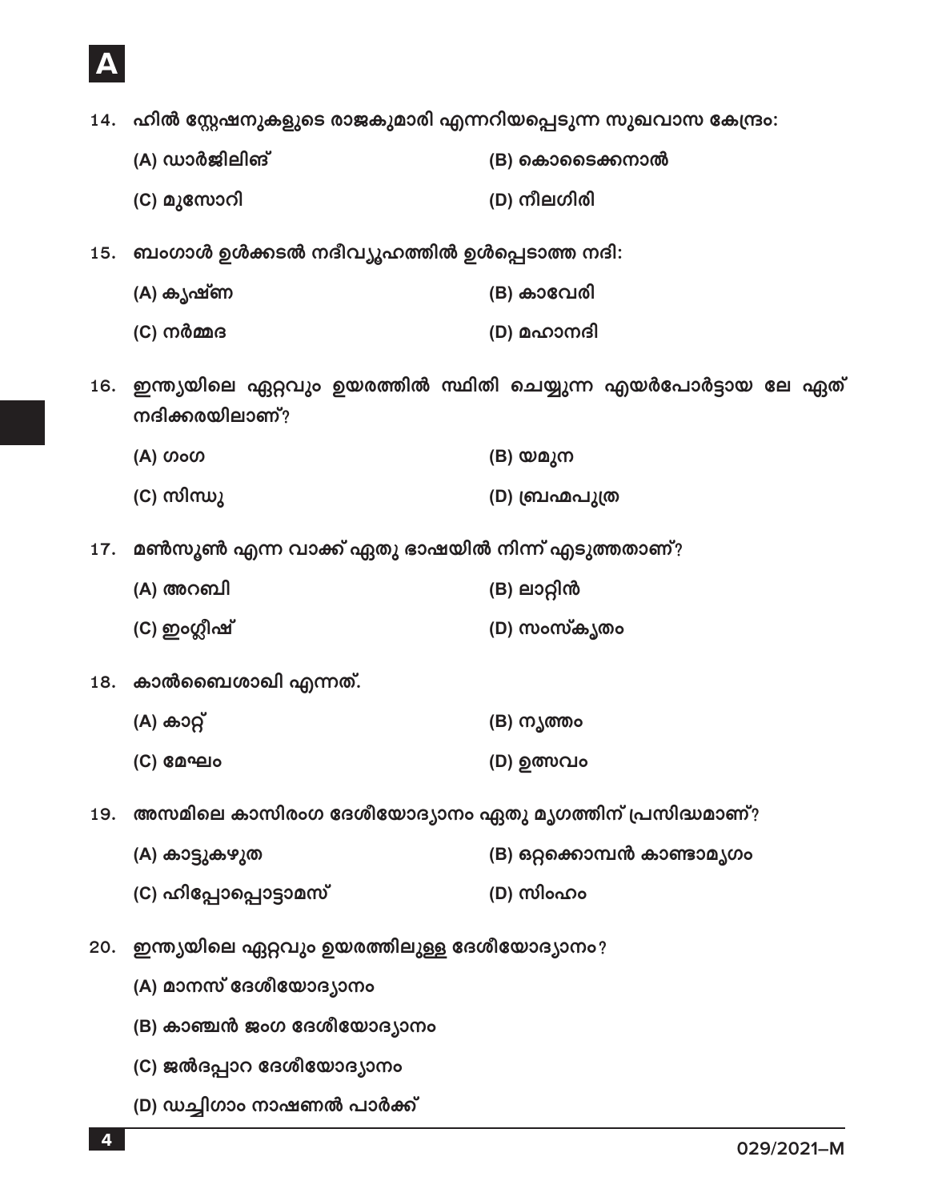14. ഹിൽ സ്റ്റേഷനുകളുടെ രാജകുമാരി എന്നറിയപ്പെടുന്ന സുഖവാസ കേന്ദ്രം:

    (A) ഡാർജിലിങ്  
    (B) കൊടൈക്കനാൽ  
    (C) മുസോറി  
    (D) നീലഗിരി

15. ബംഗാൾ ഉൾക്കടൽ നദീവ്യൂഹത്തിൽ ഉൾപ്പെടാത്ത നദി:

    (A) കൃഷ്ണ  
    (B) കാവേരി  
    (C) നർമ്മദ  
    (D) മഹാനദി

16. ഇന്ത്യയിലെ ഏറ്റവും ഉയരത്തിൽ സ്ഥിതി ചെയ്യുന്ന എയർപോർട്ടായ ലേ ഏത് നദിക്കരയിലാണ്?

    (A) ഗംഗ  
    (B) യമുന  
    (C) സിന്ധു  
    (D) ബ്രഹ്മപുത്ര

17. മൺസൂൺ എന്ന വാക്ക് ഏതു ഭാഷയിൽ നിന്ന് എടുത്തതാണ്?

    (A) അറബി  
    (B) ലാറ്റിൻ  
    (C) ഇംഗ്ലീഷ്  
    (D) സംസ്കൃതം

18. കാൽബൈശാഖി എന്നത്.

    (A) കാറ്റ്  
    (B) നൃത്തം  
    (C) മേഘം  
    (D) ഉത്സവം

19. അസമിലെ കാസിരംഗ ദേശീയോദ്യാനം ഏതു മൃഗത്തിന് പ്രസിദ്ധമാണ്?

    (A) കാട്ടുകഴുത  
    (B) ഒറ്റക്കൊമ്പൻ കാണ്ടാമൃഗം  
    (C) ഹിപ്പോപ്പൊട്ടാമസ്  
    (D) സിംഹം

20. ഇന്ത്യയിലെ ഏറ്റവും ഉയരത്തിലുള്ള ദേശീയോദ്യാനം?

    (A) മാനസ് ദേശീയോദ്യാനം  
    (B) കാഞ്ചൻ ജംഗ ദേശീയോദ്യാനം  
    (C) ജൽദപ്പാറ ദേശീയോദ്യാനം  
    (D) ഡച്ചിഗാം നാഷണൽ പാർക്ക്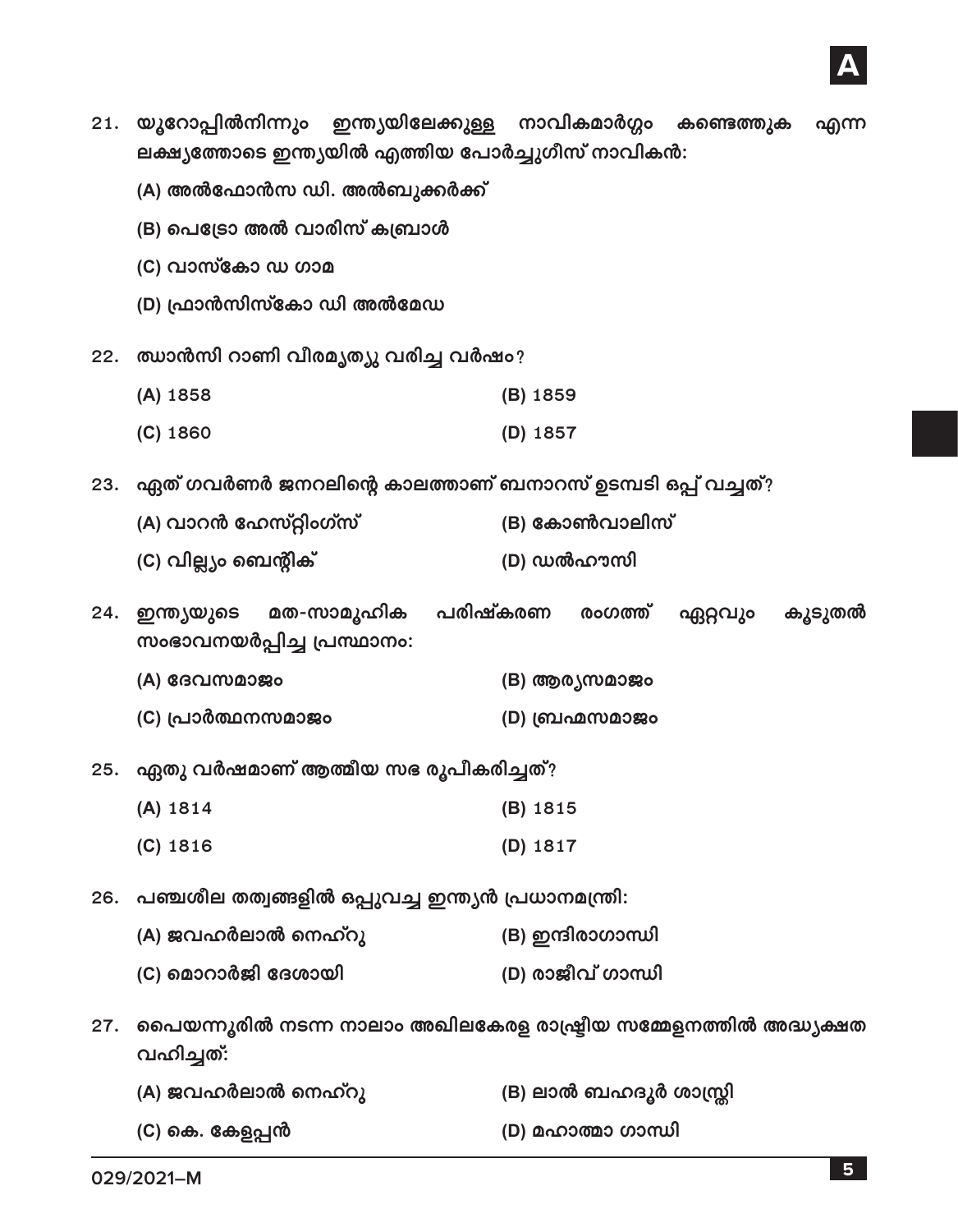21. യൂറോപ്പിൽനിന്നും ഇന്ത്യയിലേക്കുള്ള നാവികമാർഗ്ഗം കണ്ടെത്തുക എന്ന ലക്ഷ്യത്തോടെ ഇന്ത്യയിൽ എത്തിയ പോർച്ചുഗീസ് നാവികൻ:

    (A) അൽഫോൻസ ഡി. അൽബുക്കർക്ക്

    (B) പെഡ്രോ അൽ വാരിസ് കബ്രാൾ

    (C) വാസ്കോ ഡ ഗാമ

    (D) ഫ്രാൻസിസ്കോ ഡി അൽമേഡ

22. ഝാൻസി റാണി വീരമൃത്യു വരിച്ച വർഷം?

    (A) 1858 &nbsp;&nbsp;&nbsp;&nbsp; (B) 1859

    (C) 1860 &nbsp;&nbsp;&nbsp;&nbsp; (D) 1857

23. ഏത് ഗവർണർ ജനറലിന്റെ കാലത്താണ് ബനാറസ് ഉടമ്പടി ഒപ്പ് വച്ചത്?

    (A) വാറൻ ഹേസ്റ്റിംഗ്സ് &nbsp;&nbsp;&nbsp;&nbsp; (B) കോൺവാലിസ്

    (C) വില്ല്യം ബെന്റിക് &nbsp;&nbsp;&nbsp;&nbsp; (D) ഡൽഹൗസി

24. ഇന്ത്യയുടെ മത-സാമൂഹിക പരിഷ്കരണ രംഗത്ത് ഏറ്റവും കൂടുതൽ സംഭാവനയർപ്പിച്ച പ്രസ്ഥാനം:

    (A) ദേവസമാജം &nbsp;&nbsp;&nbsp;&nbsp; (B) ആര്യസമാജം

    (C) പ്രാർത്ഥനസമാജം &nbsp;&nbsp;&nbsp;&nbsp; (D) ബ്രഹ്മസമാജം

25. ഏതു വർഷമാണ് ആത്മീയ സഭ രൂപീകരിച്ചത്?

    (A) 1814 &nbsp;&nbsp;&nbsp;&nbsp; (B) 1815

    (C) 1816 &nbsp;&nbsp;&nbsp;&nbsp; (D) 1817

26. പഞ്ചശീല തത്വങ്ങളിൽ ഒപ്പുവച്ച ഇന്ത്യൻ പ്രധാനമന്ത്രി:

    (A) ജവഹർലാൽ നെഹ്റു &nbsp;&nbsp;&nbsp;&nbsp; (B) ഇന്ദിരാഗാന്ധി

    (C) മൊറാർജി ദേശായി &nbsp;&nbsp;&nbsp;&nbsp; (D) രാജീവ് ഗാന്ധി

27. പൈയന്നൂരിൽ നടന്ന നാലാം അഖിലകേരള രാഷ്ട്രീയ സമ്മേളനത്തിൽ അദ്ധ്യക്ഷത വഹിച്ചത്:

    (A) ജവഹർലാൽ നെഹ്റു &nbsp;&nbsp;&nbsp;&nbsp; (B) ലാൽ ബഹദൂർ ശാസ്ത്രി

    (C) കെ. കേളപ്പൻ &nbsp;&nbsp;&nbsp;&nbsp; (D) മഹാത്മാ ഗാന്ധി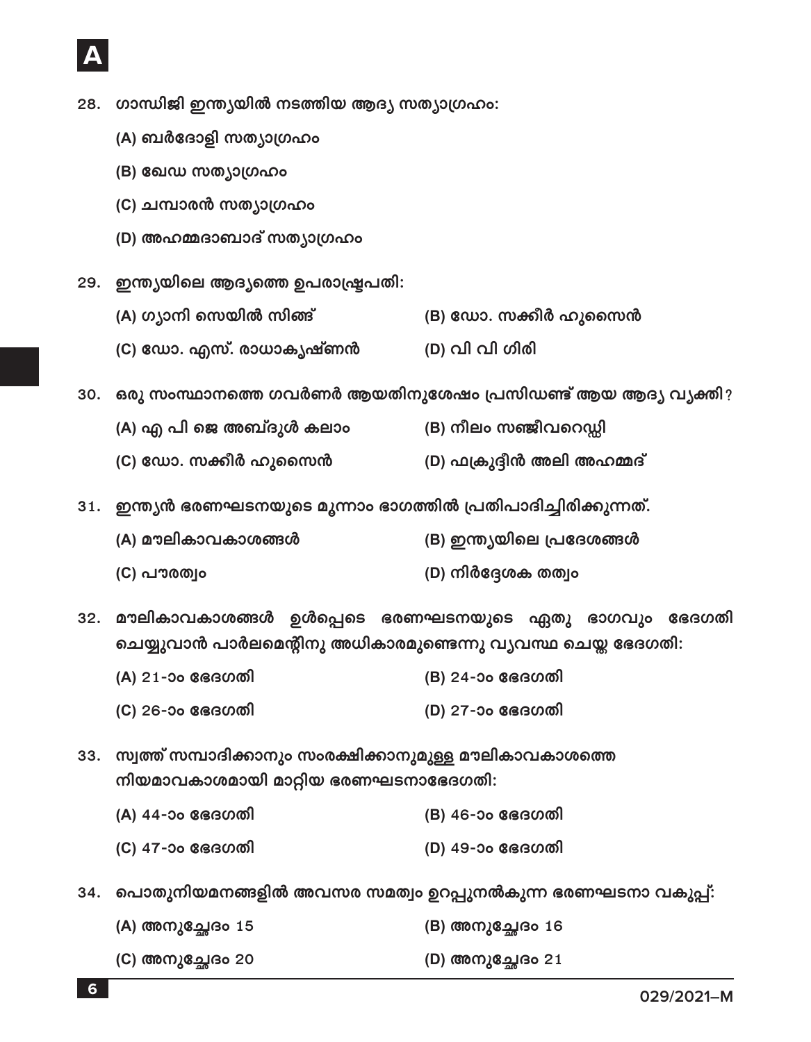28. ഗാന്ധിജി ഇന്ത്യയിൽ നടത്തിയ ആദ്യ സത്യാഗ്രഹം:

    (A) ബർദോളി സത്യാഗ്രഹം

    (B) ഖേഡ സത്യാഗ്രഹം

    (C) ചമ്പാരൻ സത്യാഗ്രഹം

    (D) അഹമ്മദാബാദ് സത്യാഗ്രഹം

29. ഇന്ത്യയിലെ ആദ്യത്തെ ഉപരാഷ്ട്രപതി:

    (A) ഗ്യാനി സെയിൽ സിങ്

    (B) ഡോ. സക്കീർ ഹുസൈൻ

    (C) ഡോ. എസ്. രാധാകൃഷ്ണൻ

    (D) വി വി ഗിരി

30. ഒരു സംസ്ഥാനത്തെ ഗവർണർ ആയതിനുശേഷം പ്രസിഡണ്ട് ആയ ആദ്യ വ്യക്തി?

    (A) എ പി ജെ അബ്ദുൾ കലാം

    (B) നീലം സഞ്ജീവറെഡ്ഡി

    (C) ഡോ. സക്കീർ ഹുസൈൻ

    (D) ഫക്രുദ്ദീൻ അലി അഹമ്മദ്

31. ഇന്ത്യൻ ഭരണഘടനയുടെ മൂന്നാം ഭാഗത്തിൽ പ്രതിപാദിച്ചിരിക്കുന്നത്.

    (A) മൗലികാവകാശങ്ങൾ

    (B) ഇന്ത്യയിലെ പ്രദേശങ്ങൾ

    (C) പൗരത്വം

    (D) നിർദ്ദേശക തത്വം

32. മൗലികാവകാശങ്ങൾ ഉൾപ്പെടെ ഭരണഘടനയുടെ ഏതു ഭാഗവും ഭേദഗതി ചെയ്യുവാൻ പാർലമെന്റിനു അധികാരമുണ്ടെന്നു വ്യവസ്ഥ ചെയ്ത ഭേദഗതി:

    (A) 21-ാം ഭേദഗതി

    (B) 24-ാം ഭേദഗതി

    (C) 26-ാം ഭേദഗതി

    (D) 27-ാം ഭേദഗതി

33. സ്വത്ത് സമ്പാദിക്കാനും സംരക്ഷിക്കാനുമുള്ള മൗലികാവകാശത്തെ നിയമാവകാശമായി മാറ്റിയ ഭരണഘടനാഭേദഗതി:

    (A) 44-ാം ഭേദഗതി

    (B) 46-ാം ഭേദഗതി

    (C) 47-ാം ഭേദഗതി

    (D) 49-ാം ഭേദഗതി

34. പൊതുനിയമനങ്ങളിൽ അവസര സമത്വം ഉറപ്പുനൽകുന്ന ഭരണഘടനാ വകുപ്പ്:

    (A) അനുച്ഛേദം 15

    (B) അനുച്ഛേദം 16

    (C) അനുച്ഛേദം 20

    (D) അനുച്ഛേദം 21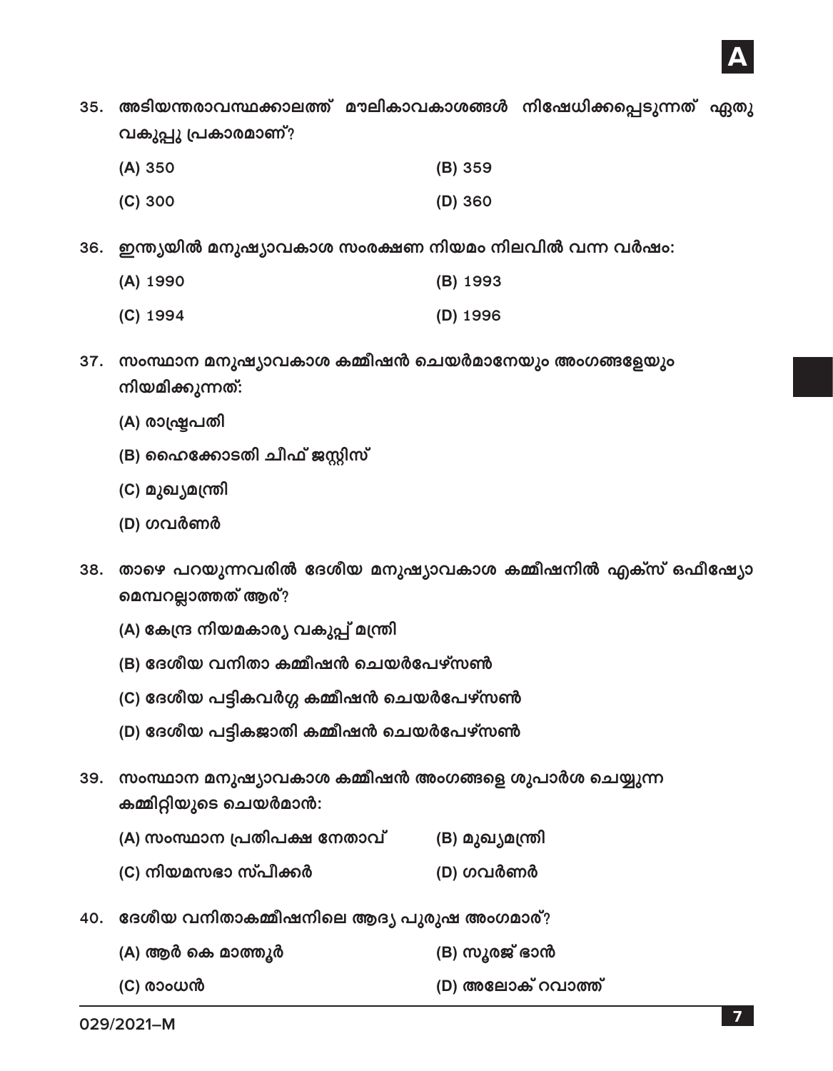35. അടിയന്തരാവസ്ഥക്കാലത്ത് മൗലികാവകാശങ്ങൾ നിഷേധിക്കപ്പെടുന്നത് ഏതു വകുപ്പു പ്രകാരമാണ്?

(A) 350
(B) 359
(C) 300
(D) 360

36. ഇന്ത്യയിൽ മനുഷ്യാവകാശ സംരക്ഷണ നിയമം നിലവിൽ വന്ന വർഷം:

(A) 1990
(B) 1993
(C) 1994
(D) 1996

37. സംസ്ഥാന മനുഷ്യാവകാശ കമ്മീഷൻ ചെയർമാനേയും അംഗങ്ങളേയും നിയമിക്കുന്നത്:

(A) രാഷ്ട്രപതി
(B) ഹൈക്കോടതി ചീഫ് ജസ്റ്റിസ്
(C) മുഖ്യമന്ത്രി
(D) ഗവർണർ

38. താഴെ പറയുന്നവരിൽ ദേശീയ മനുഷ്യാവകാശ കമ്മീഷനിൽ എക്സ് ഒഫീഷ്യോ മെമ്പറല്ലാത്തത് ആര്?

(A) കേന്ദ്ര നിയമകാര്യ വകുപ്പ് മന്ത്രി
(B) ദേശീയ വനിതാ കമ്മീഷൻ ചെയർപേഴ്സൺ
(C) ദേശീയ പട്ടികവർഗ്ഗ കമ്മീഷൻ ചെയർപേഴ്സൺ
(D) ദേശീയ പട്ടികജാതി കമ്മീഷൻ ചെയർപേഴ്സൺ

39. സംസ്ഥാന മനുഷ്യാവകാശ കമ്മീഷൻ അംഗങ്ങളെ ശുപാർശ ചെയ്യുന്ന കമ്മിറ്റിയുടെ ചെയർമാൻ:

(A) സംസ്ഥാന പ്രതിപക്ഷ നേതാവ്
(B) മുഖ്യമന്ത്രി
(C) നിയമസഭാ സ്പീക്കർ
(D) ഗവർണർ

40. ദേശീയ വനിതാകമ്മീഷനിലെ ആദ്യ പുരുഷ അംഗമാര്?

(A) ആർ കെ മാത്തൂർ
(B) സൂരജ് ഭാൻ
(C) രാംധൻ
(D) അലോക് റവാത്ത്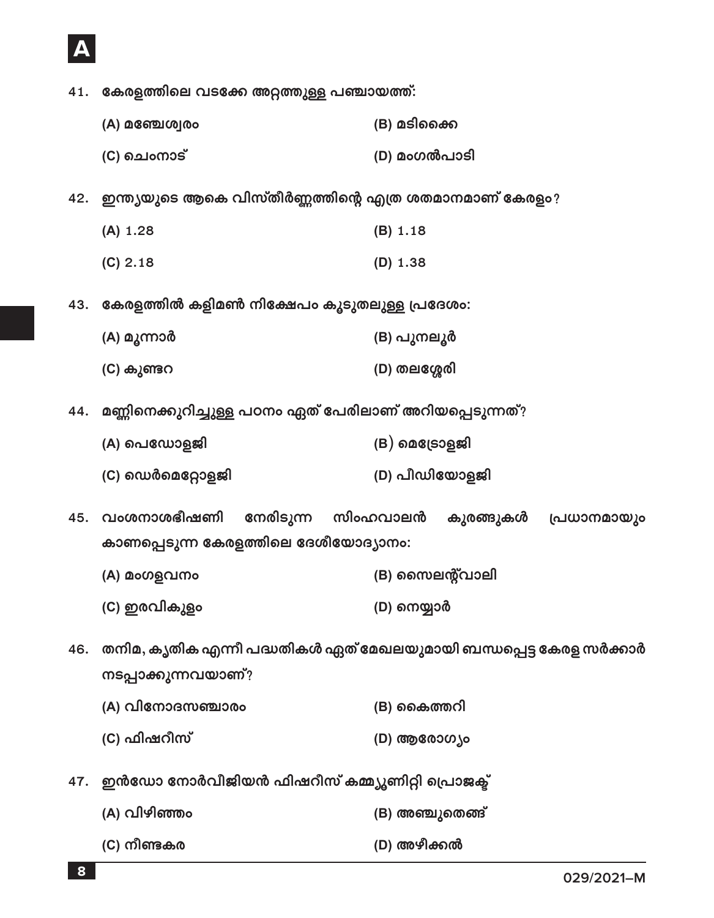41. കേരളത്തിലെ വടക്കേ അറ്റത്തുള്ള പഞ്ചായത്ത്:

(A) മഞ്ചേശ്വരം
(B) മടിക്കൈ
(C) ചെംനാട്
(D) മംഗൽപാടി

42. ഇന്ത്യയുടെ ആകെ വിസ്തീർണ്ണത്തിന്റെ എത്ര ശതമാനമാണ് കേരളം?

(A) 1.28
(B) 1.18
(C) 2.18
(D) 1.38

43. കേരളത്തിൽ കളിമൺ നിക്ഷേപം കൂടുതലുള്ള പ്രദേശം:

(A) മൂന്നാർ
(B) പുനലൂർ
(C) കുണ്ടറ
(D) തലശ്ശേരി

44. മണ്ണിനെക്കുറിച്ചുള്ള പഠനം ഏത് പേരിലാണ് അറിയപ്പെടുന്നത്?

(A) പെഡോളജി
(B) മെട്രോളജി
(C) ഡെർമെറ്റോളജി
(D) പീഡിയോളജി

45. വംശനാശഭീഷണി നേരിടുന്ന സിംഹവാലൻ കുരങ്ങുകൾ പ്രധാനമായും കാണപ്പെടുന്ന കേരളത്തിലെ ദേശീയോദ്യാനം:

(A) മംഗളവനം
(B) സൈലന്റ്‌വാലി
(C) ഇരവികുളം
(D) നെയ്യാർ

46. തനിമ, കൃതിക എന്നീ പദ്ധതികൾ ഏത് മേഖലയുമായി ബന്ധപ്പെട്ട കേരള സർക്കാർ നടപ്പാക്കുന്നവയാണ്?

(A) വിനോദസഞ്ചാരം
(B) കൈത്തറി
(C) ഫിഷറീസ്
(D) ആരോഗ്യം

47. ഇൻഡോ നോർവീജിയൻ ഫിഷറീസ് കമ്മ്യൂണിറ്റി പ്രൊജക്ട്

(A) വിഴിഞ്ഞം
(B) അഞ്ചുതെങ്ങ്
(C) നീണ്ടകര
(D) അഴീക്കൽ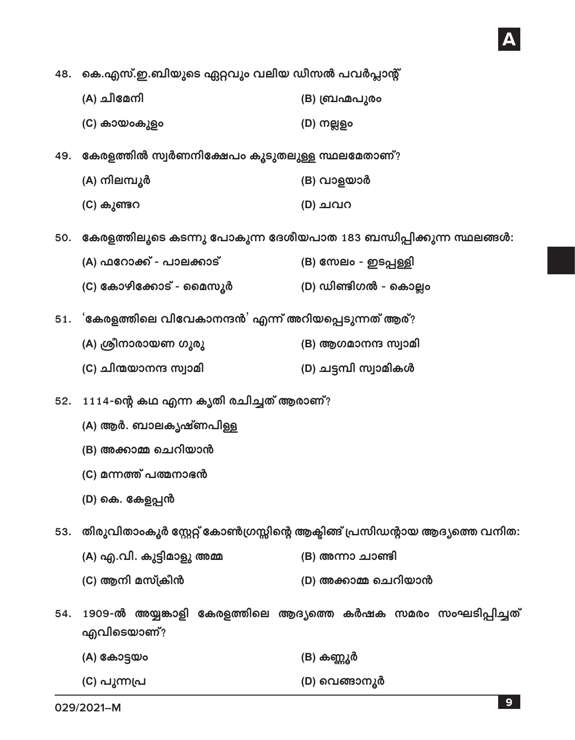48. കെ.എസ്.ഇ.ബിയുടെ ഏറ്റവും വലിയ ഡീസൽ പവർപ്ലാന്റ്

(A) ചീമേനി
(B) ബ്രഹ്മപുരം
(C) കായംകുളം
(D) നല്ലളം

49. കേരളത്തിൽ സ്വർണനിക്ഷേപം കൂടുതലുള്ള സ്ഥലമേതാണ്?

(A) നിലമ്പൂർ
(B) വാളയാർ
(C) കുണ്ടറ
(D) ചവറ

50. കേരളത്തിലൂടെ കടന്നു പോകുന്ന ദേശീയപാത 183 ബന്ധിപ്പിക്കുന്ന സ്ഥലങ്ങൾ:

(A) ഫറോക്ക് - പാലക്കാട്
(B) സേലം - ഇടപ്പള്ളി
(C) കോഴിക്കോട് - മൈസൂർ
(D) ഡിണ്ടിഗൽ - കൊല്ലം

51. 'കേരളത്തിലെ വിവേകാനന്ദൻ' എന്ന് അറിയപ്പെടുന്നത് ആര്?

(A) ശ്രീനാരായണ ഗുരു
(B) ആഗമാനന്ദ സ്വാമി
(C) ചിന്മയാനന്ദ സ്വാമി
(D) ചട്ടമ്പി സ്വാമികൾ

52. 1114-ന്റെ കഥ എന്ന കൃതി രചിച്ചത് ആരാണ്?

(A) ആർ. ബാലകൃഷ്ണപിള്ള
(B) അക്കാമ്മ ചെറിയാൻ
(C) മന്നത്ത് പത്മനാഭൻ
(D) കെ. കേളപ്പൻ

53. തിരുവിതാംകൂർ സ്റ്റേറ്റ് കോൺഗ്രസ്സിന്റെ ആക്ടിങ് പ്രസിഡന്റായ ആദ്യത്തെ വനിത:

(A) എ.വി. കുട്ടിമാളു അമ്മ
(B) അന്നാ ചാണ്ടി
(C) ആനി മസ്ക്രീൻ
(D) അക്കാമ്മ ചെറിയാൻ

54. 1909-ൽ അയ്യങ്കാളി കേരളത്തിലെ ആദ്യത്തെ കർഷക സമരം സംഘടിപ്പിച്ചത് എവിടെയാണ്?

(A) കോട്ടയം
(B) കണ്ണൂർ
(C) പുന്നപ്ര
(D) വെങ്ങാനൂർ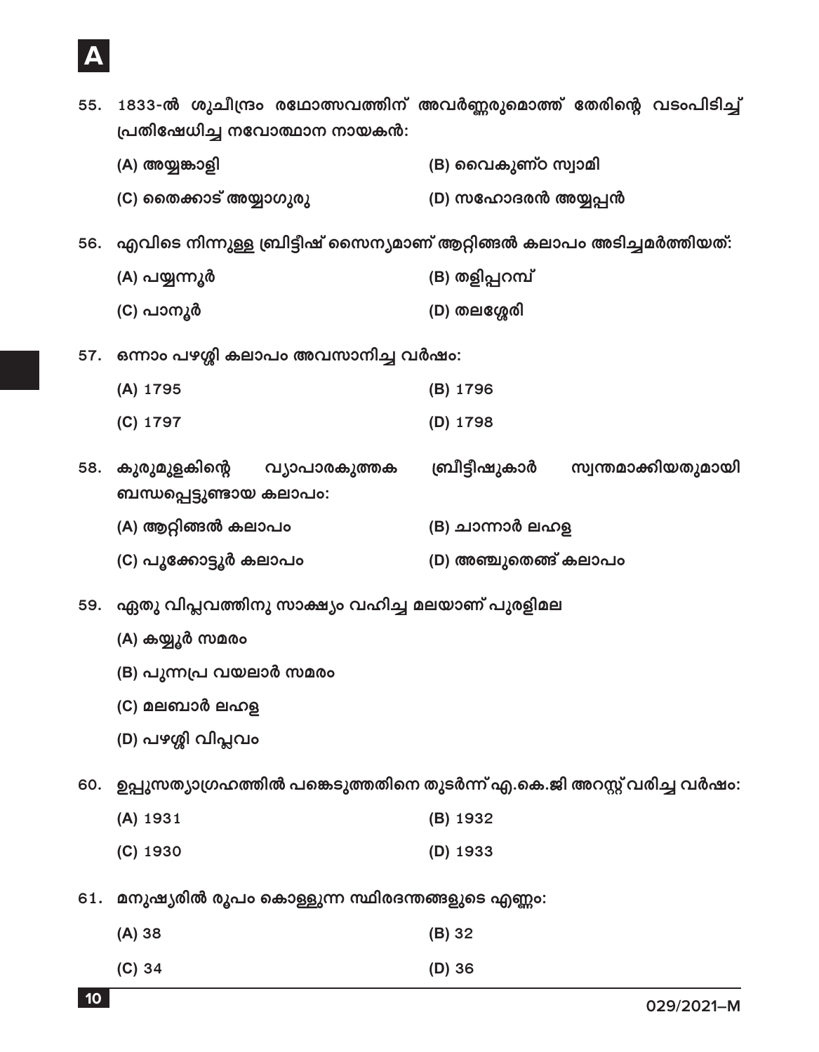55. 1833-ൽ ശുചീന്ദ്രം രഥോത്സവത്തിന് അവർണ്ണരുമൊത്ത് തേരിന്റെ വടംപിടിച്ച് പ്രതിഷേധിച്ച നവോത്ഥാന നായകൻ:

(A) അയ്യങ്കാളി
(B) വൈകുണ്ഠ സ്വാമി
(C) തൈക്കാട് അയ്യാഗുരു
(D) സഹോദരൻ അയ്യപ്പൻ

56. എവിടെ നിന്നുള്ള ബ്രിട്ടീഷ് സൈന്യമാണ് ആറ്റിങ്ങൽ കലാപം അടിച്ചമർത്തിയത്:

(A) പയ്യന്നൂർ
(B) തളിപ്പറമ്പ്
(C) പാനൂർ
(D) തലശ്ശേരി

57. ഒന്നാം പഴശ്ശി കലാപം അവസാനിച്ച വർഷം:

(A) 1795
(B) 1796
(C) 1797
(D) 1798

58. കുരുമുളകിന്റെ വ്യാപാരകുത്തക ബ്രിട്ടീഷുകാർ സ്വന്തമാക്കിയതുമായി ബന്ധപ്പെട്ടുണ്ടായ കലാപം:

(A) ആറ്റിങ്ങൽ കലാപം
(B) ചാന്നാർ ലഹള
(C) പൂക്കോട്ടൂർ കലാപം
(D) അഞ്ചുതെങ്ങ് കലാപം

59. ഏതു വിപ്ലവത്തിനു സാക്ഷ്യം വഹിച്ച മലയാണ് പുരളിമല

(A) കയ്യൂർ സമരം
(B) പുന്നപ്ര വയലാർ സമരം
(C) മലബാർ ലഹള
(D) പഴശ്ശി വിപ്ലവം

60. ഉപ്പുസത്യാഗ്രഹത്തിൽ പങ്കെടുത്തതിനെ തുടർന്ന് എ.കെ.ജി അറസ്റ്റ് വരിച്ച വർഷം:

(A) 1931
(B) 1932
(C) 1930
(D) 1933

61. മനുഷ്യരിൽ രൂപം കൊള്ളുന്ന സ്ഥിരദന്തങ്ങളുടെ എണ്ണം:

(A) 38
(B) 32
(C) 34
(D) 36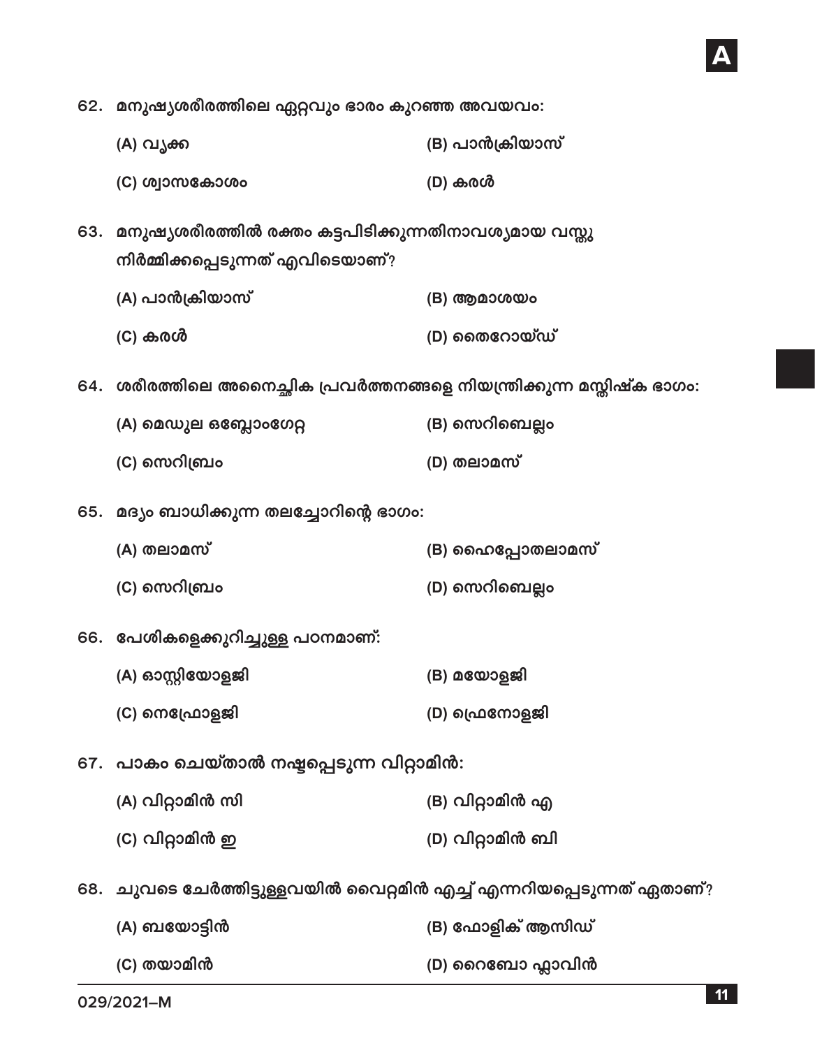62. മനുഷ്യശരീരത്തിലെ ഏറ്റവും ഭാരം കുറഞ്ഞ അവയവം:

(A) വൃക്ക

(B) പാൻക്രിയാസ്

(C) ശ്വാസകോശം

(D) കരൾ

63. മനുഷ്യശരീരത്തിൽ രക്തം കട്ടപിടിക്കുന്നതിനാവശ്യമായ വസ്തു നിർമ്മിക്കപ്പെടുന്നത് എവിടെയാണ്?

(A) പാൻക്രിയാസ്

(B) ആമാശയം

(C) കരൾ

(D) തൈറോയ്ഡ്

64. ശരീരത്തിലെ അനൈച്ഛിക പ്രവർത്തനങ്ങളെ നിയന്ത്രിക്കുന്ന മസ്തിഷ്ക ഭാഗം:

(A) മെഡുല ഒബ്ലോംഗേറ്റ

(B) സെറിബെല്ലം

(C) സെറിബ്രം

(D) തലാമസ്

65. മദ്യം ബാധിക്കുന്ന തലച്ചോറിന്റെ ഭാഗം:

(A) തലാമസ്

(B) ഹൈപ്പോതലാമസ്

(C) സെറിബ്രം

(D) സെറിബെല്ലം

66. പേശികളെക്കുറിച്ചുള്ള പഠനമാണ്:

(A) ഓസ്റ്റിയോളജി

(B) മയോളജി

(C) നെഫ്രോളജി

(D) ഫ്രെനോളജി

67. പാകം ചെയ്താൽ നഷ്ടപ്പെടുന്ന വിറ്റാമിൻ:

(A) വിറ്റാമിൻ സി

(B) വിറ്റാമിൻ എ

(C) വിറ്റാമിൻ ഇ

(D) വിറ്റാമിൻ ബി

68. ചുവടെ ചേർത്തിട്ടുള്ളവയിൽ വൈറ്റമിൻ എച്ച് എന്നറിയപ്പെടുന്നത് ഏതാണ്?

(A) ബയോട്ടിൻ

(B) ഫോളിക് ആസിഡ്

(C) തയാമിൻ

(D) റൈബോ ഫ്ലാവിൻ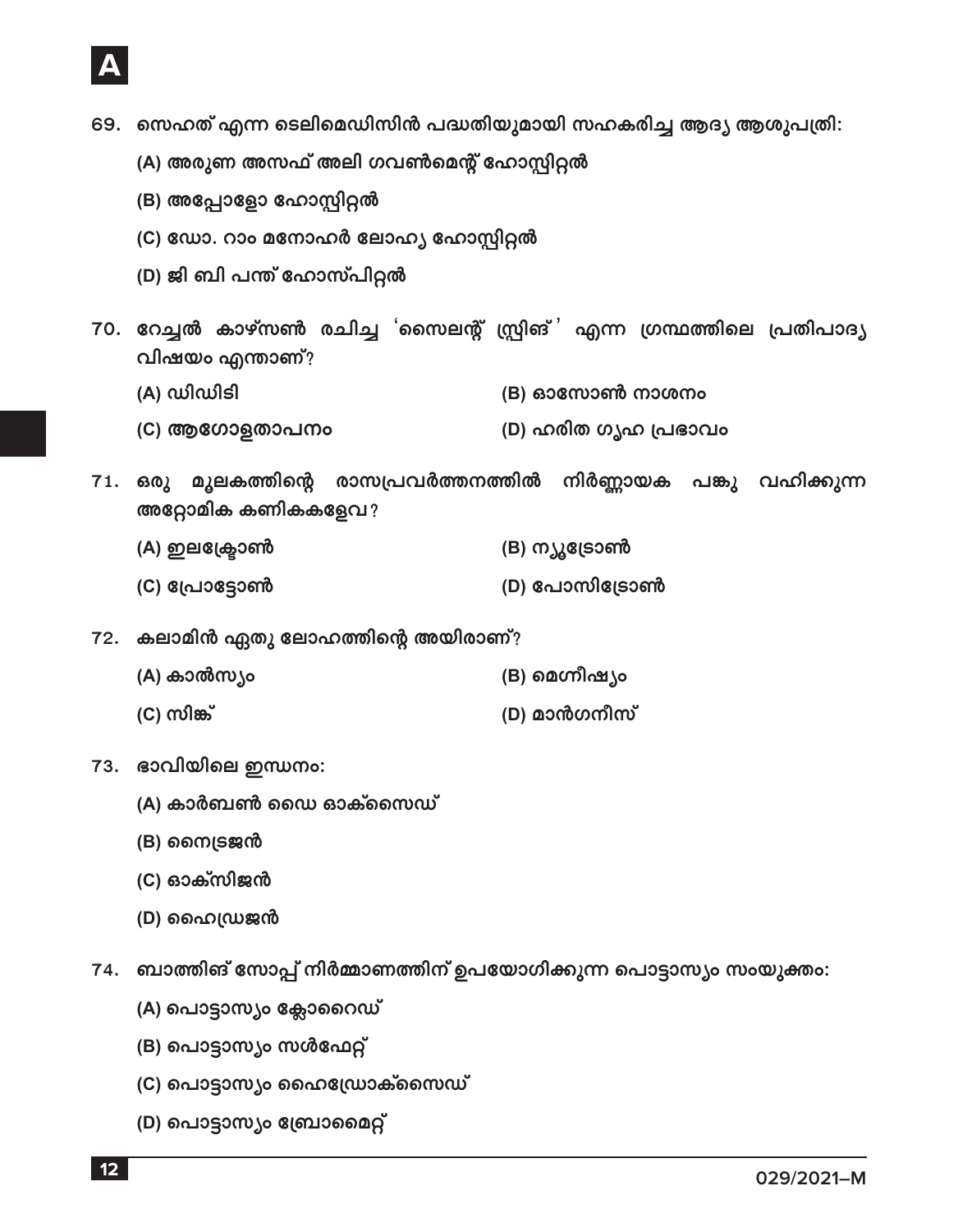69. സെഹത് എന്ന ടെലിമെഡിസിൻ പദ്ധതിയുമായി സഹകരിച്ച ആദ്യ ആശുപത്രി:

(A) അരുണ അസഫ് അലി ഗവൺമെന്റ് ഹോസ്പിറ്റൽ

(B) അപ്പോളോ ഹോസ്പിറ്റൽ

(C) ഡോ. റാം മനോഹർ ലോഹ്യ ഹോസ്പിറ്റൽ

(D) ജി ബി പന്ത് ഹോസ്പിറ്റൽ

70. റേച്ചൽ കാഴ്സൺ രചിച്ച 'സൈലന്റ് സ്പ്രിങ്' എന്ന ഗ്രന്ഥത്തിലെ പ്രതിപാദ്യ വിഷയം എന്താണ്?

(A) ഡിഡിടി

(B) ഓസോൺ നാശനം

(C) ആഗോളതാപനം

(D) ഹരിത ഗൃഹ പ്രഭാവം

71. ഒരു മൂലകത്തിന്റെ രാസപ്രവർത്തനത്തിൽ നിർണ്ണായക പങ്കു വഹിക്കുന്ന അറ്റോമിക കണികകളേവ?

(A) ഇലക്ട്രോൺ

(B) ന്യൂട്രോൺ

(C) പ്രോട്ടോൺ

(D) പോസിട്രോൺ

72. കലാമിൻ ഏതു ലോഹത്തിന്റെ അയിരാണ്?

(A) കാൽസ്യം

(B) മെഗ്നീഷ്യം

(C) സിങ്ക്

(D) മാൻഗനീസ്

73. ഭാവിയിലെ ഇന്ധനം:

(A) കാർബൺ ഡൈ ഓക്സൈഡ്

(B) നൈട്രജൻ

(C) ഓക്സിജൻ

(D) ഹൈഡ്രജൻ

74. ബാത്തിങ് സോപ്പ് നിർമ്മാണത്തിന് ഉപയോഗിക്കുന്ന പൊട്ടാസ്യം സംയുക്തം:

(A) പൊട്ടാസ്യം ക്ലോറൈഡ്

(B) പൊട്ടാസ്യം സൾഫേറ്റ്

(C) പൊട്ടാസ്യം ഹൈഡ്രോക്സൈഡ്

(D) പൊട്ടാസ്യം ബ്രോമൈറ്റ്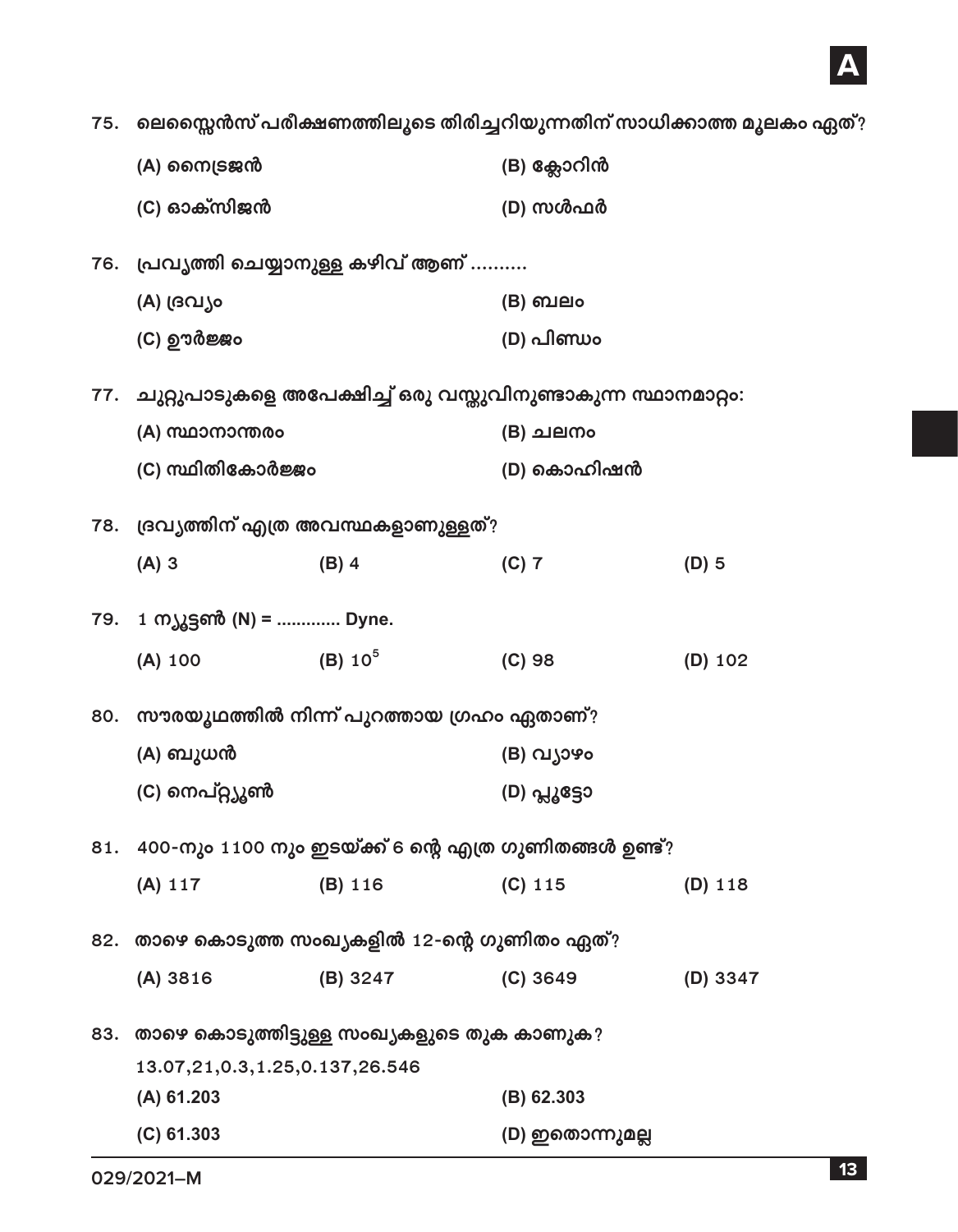75. ലെസ്സൈൻസ് പരീക്ഷണത്തിലൂടെ തിരിച്ചറിയുന്നതിന് സാധിക്കാത്ത മൂലകം ഏത്?

(A) നൈട്രജൻ
(B) ക്ലോറിൻ
(C) ഓക്സിജൻ
(D) സൾഫർ

76. പ്രവൃത്തി ചെയ്യാനുള്ള കഴിവ് ആണ് ..........

(A) ദ്രവ്യം
(B) ബലം
(C) ഊർജ്ജം
(D) പിണ്ഡം

77. ചുറ്റുപാടുകളെ അപേക്ഷിച്ച് ഒരു വസ്തുവിനുണ്ടാകുന്ന സ്ഥാനമാറ്റം:

(A) സ്ഥാനാന്തരം
(B) ചലനം
(C) സ്ഥിതികോർജ്ജം
(D) കൊഹിഷൻ

78. ദ്രവ്യത്തിന് എത്ര അവസ്ഥകളാണുള്ളത്?

(A) 3
(B) 4
(C) 7
(D) 5

79. 1 ന്യൂട്ടൺ (N) = ............ Dyne.

(A) 100
(B) $10^5$
(C) 98
(D) 102

80. സൗരയൂഥത്തിൽ നിന്ന് പുറത്തായ ഗ്രഹം ഏതാണ്?

(A) ബുധൻ
(B) വ്യാഴം
(C) നെപ്റ്റ്യൂൺ
(D) പ്ലൂട്ടോ

81. 400-നും 1100 നും ഇടയ്ക്ക് 6 ന്റെ എത്ര ഗുണിതങ്ങൾ ഉണ്ട്?

(A) 117
(B) 116
(C) 115
(D) 118

82. താഴെ കൊടുത്ത സംഖ്യകളിൽ 12-ന്റെ ഗുണിതം ഏത്?

(A) 3816
(B) 3247
(C) 3649
(D) 3347

83. താഴെ കൊടുത്തിട്ടുള്ള സംഖ്യകളുടെ തുക കാണുക?

13.07,21,0.3,1.25,0.137,26.546

(A) 61.203
(B) 62.303
(C) 61.303
(D) ഇതൊന്നുമല്ല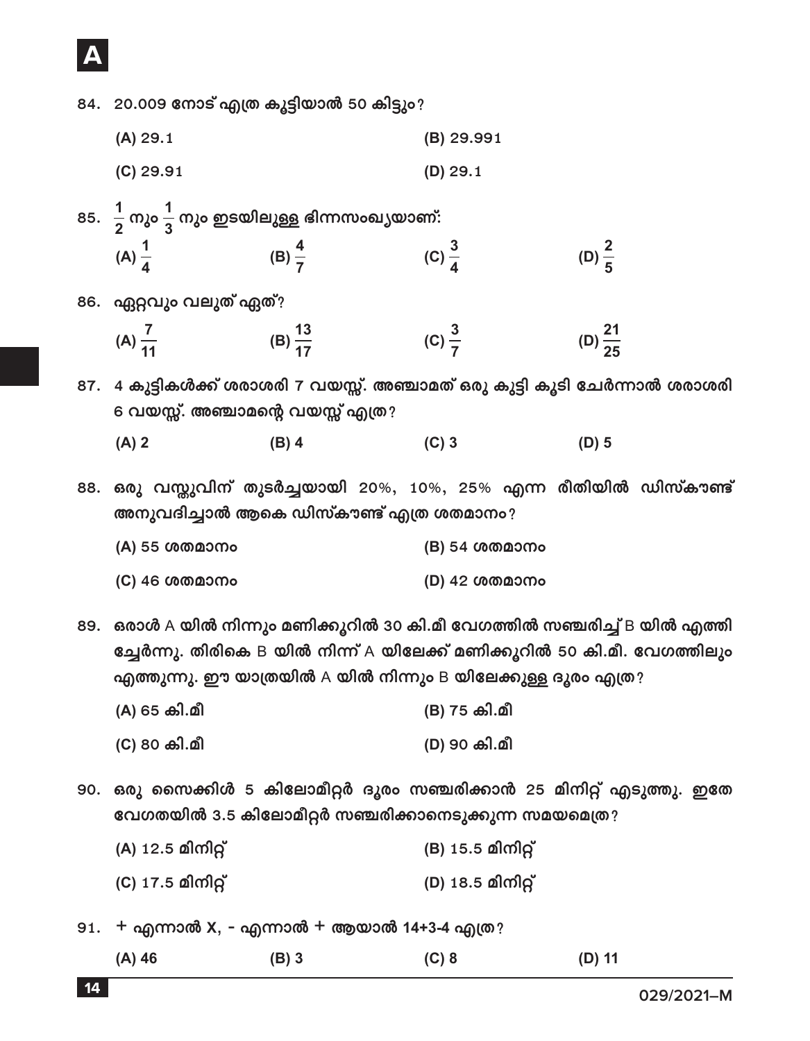84. 20.009 നോട് എത്ര കൂട്ടിയാൽ 50 കിട്ടും?

(A) 29.1  (B) 29.991

(C) 29.91  (D) 29.1

85. $\frac{1}{2}$ നും $\frac{1}{3}$ നും ഇടയിലുള്ള ഭിന്നസംഖ്യയാണ്:

(A) $\frac{1}{4}$  (B) $\frac{4}{7}$  (C) $\frac{3}{4}$  (D) $\frac{2}{5}$

86. ഏറ്റവും വലുത് ഏത്?

(A) $\frac{7}{11}$  (B) $\frac{13}{17}$  (C) $\frac{3}{7}$  (D) $\frac{21}{25}$

87. 4 കുട്ടികൾക്ക് ശരാശരി 7 വയസ്സ്. അഞ്ചാമത് ഒരു കുട്ടി കൂടി ചേർന്നാൽ ശരാശരി 6 വയസ്സ്. അഞ്ചാമന്റെ വയസ്സ് എത്ര?

(A) 2  (B) 4  (C) 3  (D) 5

88. ഒരു വസ്തുവിന് തുടർച്ചയായി 20%, 10%, 25% എന്ന രീതിയിൽ ഡിസ്കൗണ്ട് അനുവദിച്ചാൽ ആകെ ഡിസ്കൗണ്ട് എത്ര ശതമാനം?

(A) 55 ശതമാനം  (B) 54 ശതമാനം

(C) 46 ശതമാനം  (D) 42 ശതമാനം

89. ഒരാൾ A യിൽ നിന്നും മണിക്കൂറിൽ 30 കി.മീ വേഗത്തിൽ സഞ്ചരിച്ച് B യിൽ എത്തി ച്ചേർന്നു. തിരികെ B യിൽ നിന്ന് A യിലേക്ക് മണിക്കൂറിൽ 50 കി.മീ. വേഗത്തിലും എത്തുന്നു. ഈ യാത്രയിൽ A യിൽ നിന്നും B യിലേക്കുള്ള ദൂരം എത്ര?

(A) 65 കി.മീ  (B) 75 കി.മീ

(C) 80 കി.മീ  (D) 90 കി.മീ

90. ഒരു സൈക്കിൾ 5 കിലോമീറ്റർ ദൂരം സഞ്ചരിക്കാൻ 25 മിനിറ്റ് എടുത്തു. ഇതേ വേഗതയിൽ 3.5 കിലോമീറ്റർ സഞ്ചരിക്കാനെടുക്കുന്ന സമയമെത്ര?

(A) 12.5 മിനിറ്റ്  (B) 15.5 മിനിറ്റ്

(C) 17.5 മിനിറ്റ്  (D) 18.5 മിനിറ്റ്

91. + എന്നാൽ X, - എന്നാൽ + ആയാൽ 14+3-4 എത്ര?

(A) 46  (B) 3  (C) 8  (D) 11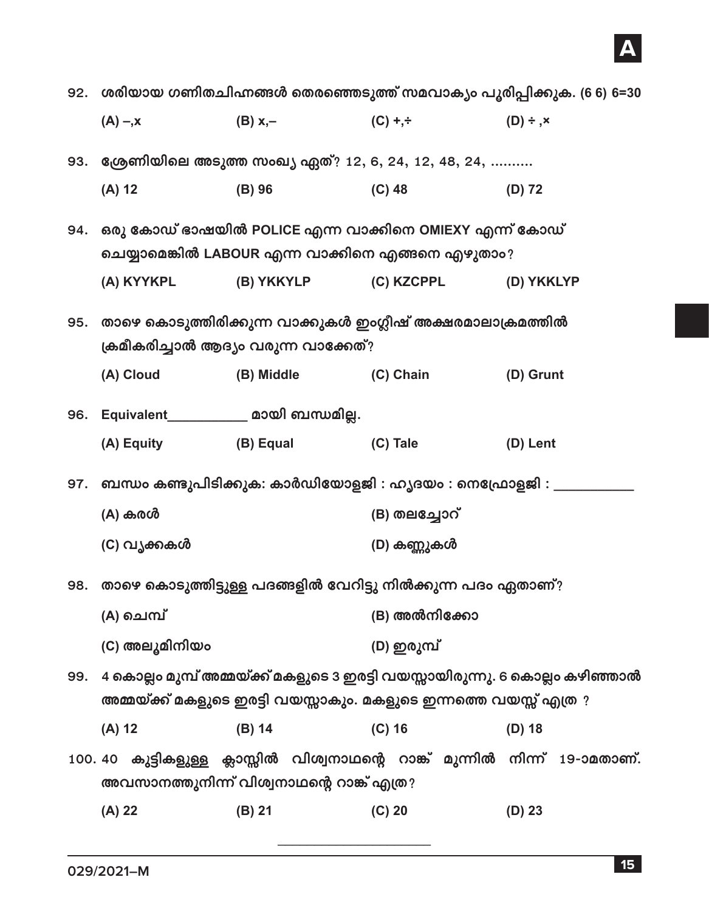92. ശരിയായ ഗണിതചിഹ്നങ്ങൾ തെരഞ്ഞെടുത്ത് സമവാക്യം പൂരിപ്പിക്കുക. (6 6) 6=30

(A) –,x (B) x,– (C) +,÷ (D) ÷ ,×

93. ശ്രേണിയിലെ അടുത്ത സംഖ്യ ഏത്? 12, 6, 24, 12, 48, 24, ..........

(A) 12 (B) 96 (C) 48 (D) 72

94. ഒരു കോഡ് ഭാഷയിൽ POLICE എന്ന വാക്കിനെ OMIEXY എന്ന് കോഡ് ചെയ്യാമെങ്കിൽ LABOUR എന്ന വാക്കിനെ എങ്ങനെ എഴുതാം?

(A) KYYKPL (B) YKKYLP (C) KZCPPL (D) YKKLYP

95. താഴെ കൊടുത്തിരിക്കുന്ന വാക്കുകൾ ഇംഗ്ലീഷ് അക്ഷരമാലാക്രമത്തിൽ ക്രമീകരിച്ചാൽ ആദ്യം വരുന്ന വാക്കേത്?

(A) Cloud (B) Middle (C) Chain (D) Grunt

96. Equivalent___________ മായി ബന്ധമില്ല.

(A) Equity (B) Equal (C) Tale (D) Lent

97. ബന്ധം കണ്ടുപിടിക്കുക: കാർഡിയോളജി : ഹൃദയം : നെഫ്രോളജി : ___________

(A) കരൾ (B) തലച്ചോറ്

(C) വൃക്കകൾ (D) കണ്ണുകൾ

98. താഴെ കൊടുത്തിട്ടുള്ള പദങ്ങളിൽ വേറിട്ടു നിൽക്കുന്ന പദം ഏതാണ്?

(A) ചെമ്പ് (B) അൽനിക്കോ

(C) അലൂമിനിയം (D) ഇരുമ്പ്

99. 4 കൊല്ലം മുമ്പ് അമ്മയ്ക്ക് മകളുടെ 3 ഇരട്ടി വയസ്സായിരുന്നു. 6 കൊല്ലം കഴിഞ്ഞാൽ അമ്മയ്ക്ക് മകളുടെ ഇരട്ടി വയസ്സാകും. മകളുടെ ഇന്നത്തെ വയസ്സ് എത്ര ?

(A) 12 (B) 14 (C) 16 (D) 18

100. 40 കുട്ടികളുള്ള ക്ലാസ്സിൽ വിശ്വനാഥന്റെ റാങ്ക് മുന്നിൽ നിന്ന് 19-ാമതാണ്. അവസാനത്തുനിന്ന് വിശ്വനാഥന്റെ റാങ്ക് എത്ര?

(A) 22 (B) 21 (C) 20 (D) 23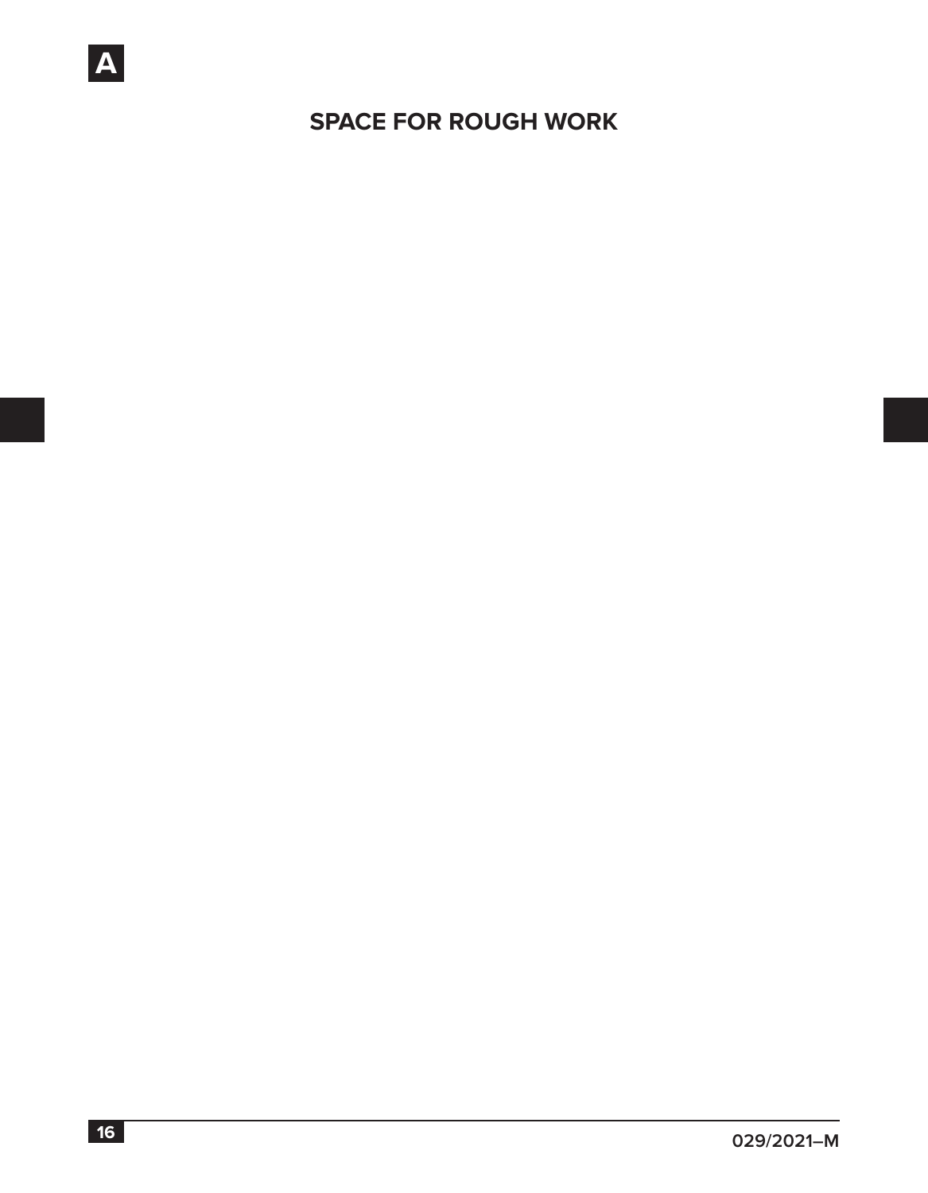**SPACE FOR ROUGH WORK**